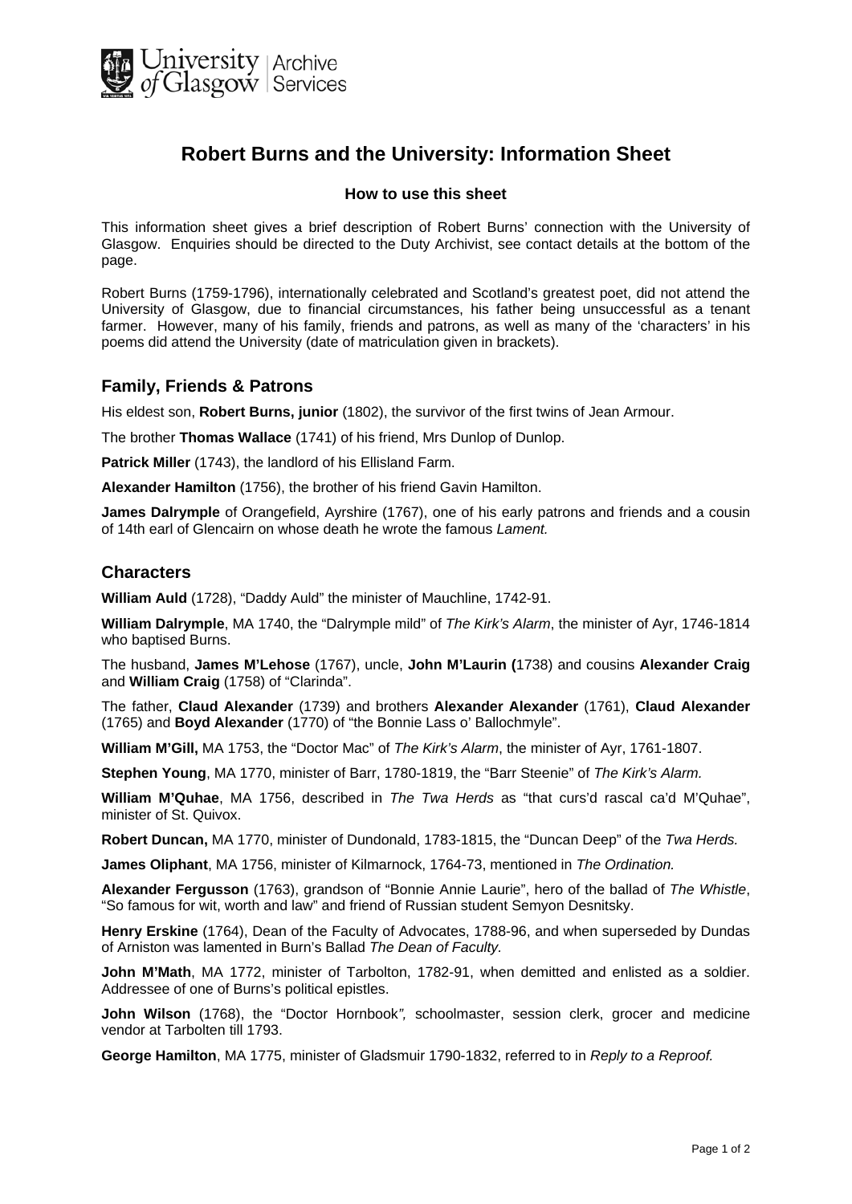# Robert Burns and the University: Information Sheet

### How to use this sheet

This information sheet gives a brief description of Robert Burns' connection with the University of Glasgow. Enquiries should be directed to the Duty Archivist, see contact details at the bottom of the page.

Robert Burns (1759-1796), internationally celebrated and Scotland's greatest poet, did not attend the University of Glasgow, due to financial circumstances, his father being unsuccessful as a tenant farmer. However, many of his family, friends and patrons, as well as many of the 'characters' in his poems did attend the University (date of matriculation given in brackets).

## Family, Friends & Patrons

His eldest son, **Robert Burns, junior** (1802), the survivor of the first twins of Jean Armour.

The brother **Thomas Wallace** (1741) of his friend, Mrs Dunlop of Dunlop.

**Patrick Miller** (1743), the landlord of his Ellisland Farm.

**Alexander Hamilton** (1756), the brother of his friend Gavin Hamilton.

**James Dalrymple** of Orangefield, Ayrshire (1767), one of his early patrons and friends and a cousin of 14th earl of Glencairn on whose death he wrote the famous *Lament.*

## Characters

**William Auld** (1728), "Daddy Auld" the minister of Mauchline, 1742-91.

**William Dalrymple**, MA 1740, the "Dalrymple mild" of *The Kirk's Alarm*, the minister of Ayr, 1746-1814 who baptised Burns.

The husband, **James M'Lehose** (1767), uncle, **John M'Laurin (**1738) and cousins **Alexander Craig** and **William Craig** (1758) of "Clarinda".

The father, **Claud Alexander** (1739) and brothers **Alexander Alexander** (1761), **Claud Alexander** (1765) and **Boyd Alexander** (1770) of "the Bonnie Lass o' Ballochmyle".

**William M'Gill,** MA 1753, the "Doctor Mac" of *The Kirk's Alarm*, the minister of Ayr, 1761-1807.

**Stephen Young**, MA 1770, minister of Barr, 1780-1819, the "Barr Steenie" of *The Kirk's Alarm.*

**William M'Quhae**, MA 1756, described in *The Twa Herds* as "that curs'd rascal ca'd M'Quhae", minister of St. Quivox.

**Robert Duncan,** MA 1770, minister of Dundonald, 1783-1815, the "Duncan Deep" of the *Twa Herds.*

**James Oliphant**, MA 1756, minister of Kilmarnock, 1764-73, mentioned in *The Ordination.*

**Alexander Fergusson** (1763), grandson of "Bonnie Annie Laurie", hero of the ballad of *The Whistle*, "So famous for wit, worth and law" and friend of Russian student Semyon Desnitsky.

**Henry Erskine** (1764), Dean of the Faculty of Advocates, 1788-96, and when superseded by Dundas of Arniston was lamented in Burn's Ballad *The Dean of Faculty.*

**John M'Math**, MA 1772, minister of Tarbolton, 1782-91, when demitted and enlisted as a soldier. Addressee of one of Burns's political epistles.

**John Wilson** (1768), the "Doctor Hornbook*",* schoolmaster, session clerk, grocer and medicine vendor at Tarbolten till 1793.

**George Hamilton**, MA 1775, minister of Gladsmuir 1790-1832, referred to in *Reply to a Reproof.*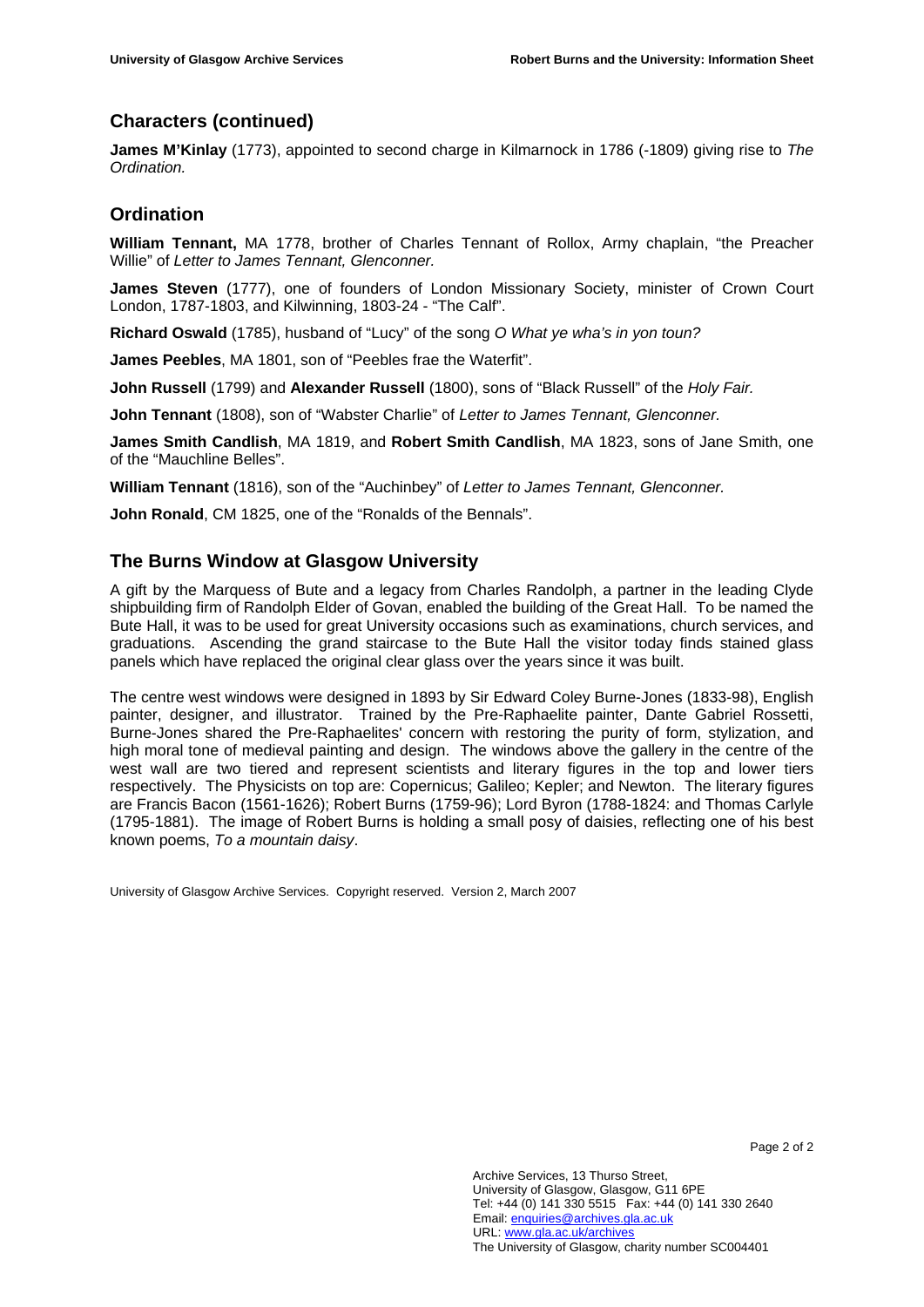## Characters (continued)

**James M'Kinlay** (1773), appointed to second charge in Kilmarnock in 1786 (-1809) giving rise to *The Ordination.*

## Ordination

**William Tennant,** MA 1778, brother of Charles Tennant of Rollox, Army chaplain, "the Preacher Willie" of *Letter to James Tennant, Glenconner.*

**James Steven** (1777), one of founders of London Missionary Society, minister of Crown Court London, 1787-1803, and Kilwinning, 1803-24 - "The Calf".

**Richard Oswald** (1785), husband of "Lucy" of the song *O What ye wha's in yon toun?*

**James Peebles**, MA 1801, son of "Peebles frae the Waterfit".

**John Russell** (1799) and **Alexander Russell** (1800), sons of "Black Russell" of the *Holy Fair.*

**John Tennant** (1808), son of "Wabster Charlie" of *Letter to James Tennant, Glenconner.*

**James Smith Candlish**, MA 1819, and **Robert Smith Candlish**, MA 1823, sons of Jane Smith, one of the "Mauchline Belles".

**William Tennant** (1816), son of the "Auchinbey" of *Letter to James Tennant, Glenconner.*

**John Ronald**, CM 1825, one of the "Ronalds of the Bennals".

## The Burns Window at Glasgow University

A gift by the Marquess of Bute and a legacy from Charles Randolph, a partner in the leading Clyde shipbuilding firm of Randolph Elder of Govan, enabled the building of the Great Hall. To be named the Bute Hall, it was to be used for great University occasions such as examinations, church services, and graduations. Ascending the grand staircase to the Bute Hall the visitor today finds stained glass panels which have replaced the original clear glass over the years since it was built.

The centre west windows were designed in 1893 by Sir Edward Coley Burne-Jones (1833-98), English painter, designer, and illustrator. Trained by the Pre-Raphaelite painter, Dante Gabriel Rossetti, Burne-Jones shared the Pre-Raphaelites' concern with restoring the purity of form, stylization, and high moral tone of medieval painting and design. The windows above the gallery in the centre of the west wall are two tiered and represent scientists and literary figures in the top and lower tiers respectively. The Physicists on top are: Copernicus; Galileo; Kepler; and Newton. The literary figures are Francis Bacon (1561-1626); Robert Burns (1759-96); Lord Byron (1788-1824: and Thomas Carlyle (1795-1881). The image of Robert Burns is holding a small posy of daisies, reflecting one of his best known poems, *To a mountain daisy*.

University of Glasgow Archive Services. Copyright reserved. Version 2, March 2007

Archive Services, 13 Thurso Street,
University of Glasgow, Glasgow, G11 6PE
Tel: +44 (0) 141 330 5515 Fax: +44 (0) 141 330 2640
Email: enquiries@archives.gla.ac.uk
URL: www.gla.ac.uk/archives
The University of Glasgow, charity number SC004401